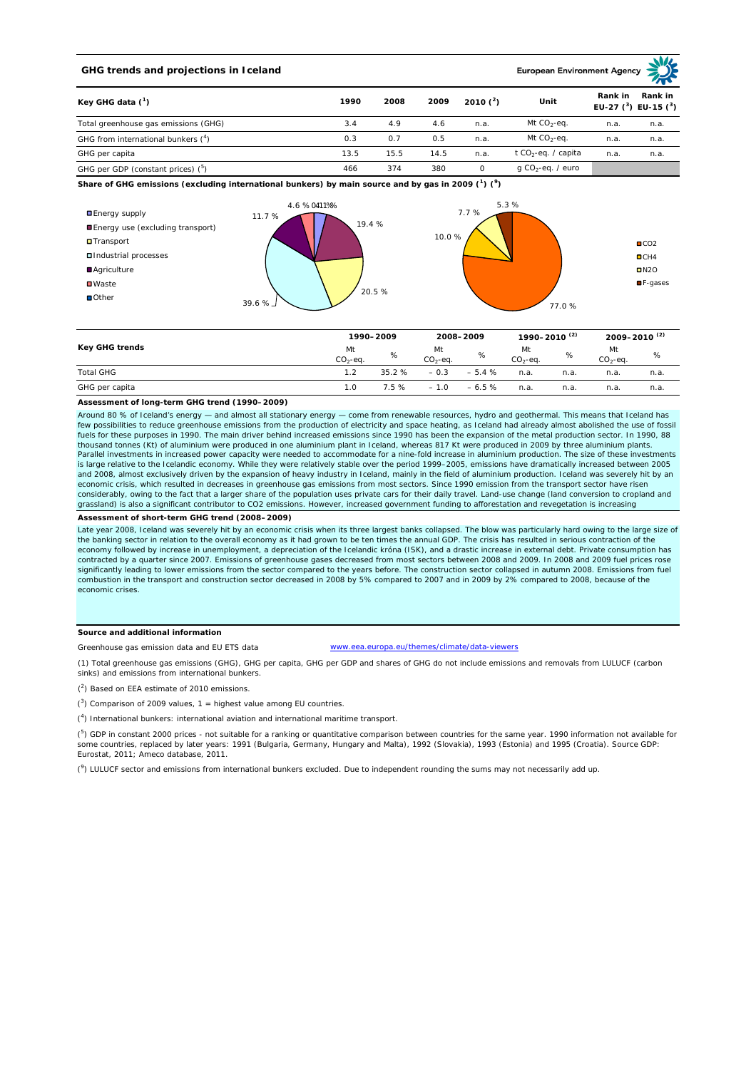## GHG trends and projections in Iceland

European Environment Agency

| Key GHG data (1) | 1990 | 2008 | 2009 | 2010 (2) | Unit | Rank in EU-27 (3) | Rank in EU-15 (3) |
|---|---|---|---|---|---|---|---|
| Total greenhouse gas emissions (GHG) | 3.4 | 4.9 | 4.6 | n.a. | Mt $CO_2$-eq. | n.a. | n.a. |
| GHG from international bunkers (4) | 0.3 | 0.7 | 0.5 | n.a. | Mt $CO_2$-eq. | n.a. | n.a. |
| GHG per capita | 13.5 | 15.5 | 14.5 | n.a. | t $CO_2$-eq. / capita | n.a. | n.a. |
| GHG per GDP (constant prices) (5) | 466 | 374 | 380 | 0 | g $CO_2$-eq. / euro | | |

**Share of GHG emissions (excluding international bunkers) by main source and by gas in 2009 (1) (9)**

Energy supply; Energy use (excluding transport); Transport; Industrial processes; Agriculture; Waste; Other

4.6 %; 0.4 %; 1.1 %; 19.4 %; 20.5 %; 39.6 %; 11.7 %

$CO_2$; $CH_4$; $N_2O$; F-gases

77.0 %; 10.0 %; 7.7 %; 5.3 %

| Key GHG trends | 1990–2009 | | 2008–2009 | | 1990–2010 (2) | | 2009–2010 (2) | |
|---|---|---|---|---|---|---|---|---|
| | Mt $CO_2$-eq. | % | Mt $CO_2$-eq. | % | Mt $CO_2$-eq. | % | Mt $CO_2$-eq. | % |
| Total GHG | 1.2 | 35.2 % | – 0.3 | – 5.4 % | n.a. | n.a. | n.a. | n.a. |
| GHG per capita | 1.0 | 7.5 % | – 1.0 | – 6.5 % | n.a. | n.a. | n.a. | n.a. |

**Assessment of long-term GHG trend (1990–2009)**

Around 80 % of Iceland's energy — and almost all stationary energy — come from renewable resources, hydro and geothermal. This means that Iceland has few possibilities to reduce greenhouse emissions from the production of electricity and space heating, as Iceland had already almost abolished the use of fossil fuels for these purposes in 1990. The main driver behind increased emissions since 1990 has been the expansion of the metal production sector. In 1990, 88 thousand tonnes (Kt) of aluminium were produced in one aluminium plant in Iceland, whereas 817 Kt were produced in 2009 by three aluminium plants. Parallel investments in increased power capacity were needed to accommodate for a nine-fold increase in aluminium production. The size of these investments is large relative to the Icelandic economy. While they were relatively stable over the period 1999–2005, emissions have dramatically increased between 2005 and 2008, almost exclusively driven by the expansion of heavy industry in Iceland, mainly in the field of aluminium production. Iceland was severely hit by an economic crisis, which resulted in decreases in greenhouse gas emissions from most sectors. Since 1990 emission from the transport sector have risen considerably, owing to the fact that a larger share of the population uses private cars for their daily travel. Land-use change (land conversion to cropland and grassland) is also a significant contributor to CO2 emissions. However, increased government funding to afforestation and revegetation is increasing

**Assessment of short-term GHG trend (2008–2009)**

Late year 2008, Iceland was severely hit by an economic crisis when its three largest banks collapsed. The blow was particularly hard owing to the large size of the banking sector in relation to the overall economy as it had grown to be ten times the annual GDP. The crisis has resulted in serious contraction of the economy followed by increase in unemployment, a depreciation of the Icelandic króna (ISK), and a drastic increase in external debt. Private consumption has contracted by a quarter since 2007. Emissions of greenhouse gases decreased from most sectors between 2008 and 2009. In 2008 and 2009 fuel prices rose significantly leading to lower emissions from the sector compared to the years before. The construction sector collapsed in autumn 2008. Emissions from fuel combustion in the transport and construction sector decreased in 2008 by 5% compared to 2007 and in 2009 by 2% compared to 2008, because of the economic crises.

**Source and additional information**

Greenhouse gas emission data and EU ETS data www.eea.europa.eu/themes/climate/data-viewers

(1) Total greenhouse gas emissions (GHG), GHG per capita, GHG per GDP and shares of GHG do not include emissions and removals from LULUCF (carbon sinks) and emissions from international bunkers.

(2) Based on EEA estimate of 2010 emissions.

(3) Comparison of 2009 values, 1 = highest value among EU countries.

(4) International bunkers: international aviation and international maritime transport.

(5) GDP in constant 2000 prices - not suitable for a ranking or quantitative comparison between countries for the same year. 1990 information not available for some countries, replaced by later years: 1991 (Bulgaria, Germany, Hungary and Malta), 1992 (Slovakia), 1993 (Estonia) and 1995 (Croatia). Source GDP: Eurostat, 2011; Ameco database, 2011.

(9) LULUCF sector and emissions from international bunkers excluded. Due to independent rounding the sums may not necessarily add up.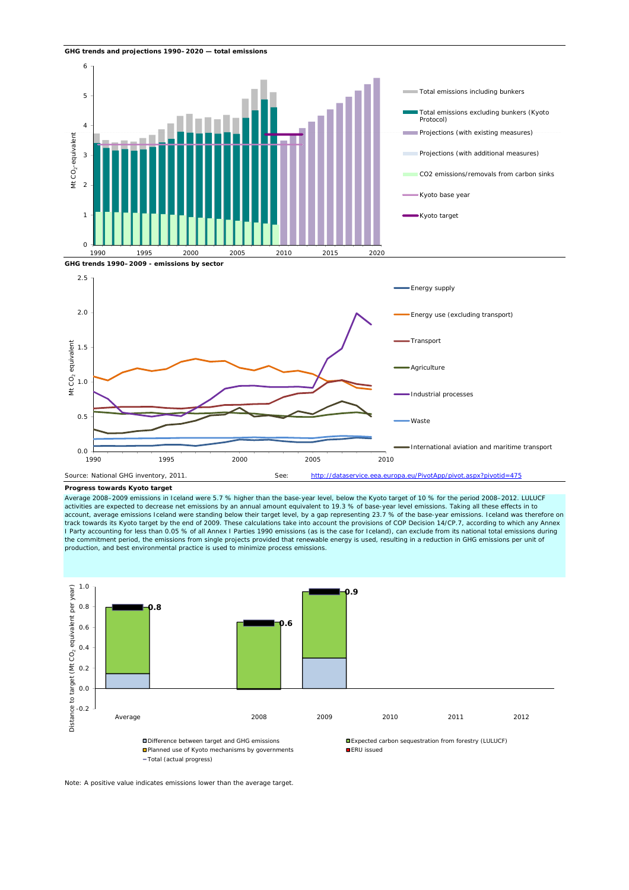**GHG trends and projections 1990–2020 — total emissions**

Mt $CO_2$-equivalent

0
1
2
3
4
5
6

1990
1995
2000
2005
2010
2015
2020

Total emissions including bunkers

Total emissions excluding bunkers (Kyoto Protocol)

Projections (with existing measures)

Projections (with additional measures)

CO2 emissions/removals from carbon sinks

Kyoto base year

Kyoto target

**GHG trends 1990–2009 - emissions by sector**

Mt $CO_2$ equivalent

0.0
0.5
1.0
1.5
2.0
2.5

1990
1995
2000
2005
2010

Energy supply

Energy use (excluding transport)

Transport

Agriculture

Industrial processes

Waste

International aviation and maritime transport

Source: National GHG inventory, 2011. See: http://dataservice.eea.europa.eu/PivotApp/pivot.aspx?pivotid=475

**Progress towards Kyoto target**

Average 2008–2009 emissions in Iceland were 5.7 % higher than the base-year level, below the Kyoto target of 10 % for the period 2008–2012. LULUCF activities are expected to decrease net emissions by an annual amount equivalent to 19.3 % of base-year level emissions. Taking all these effects in to account, average emissions Iceland were standing below their target level, by a gap representing 23.7 % of the base-year emissions. Iceland was therefore on track towards its Kyoto target by the end of 2009. These calculations take into account the provisions of COP Decision 14/CP.7, according to which any Annex I Party accounting for less than 0.05 % of all Annex I Parties 1990 emissions (as is the case for Iceland), can exclude from its national total emissions during the commitment period, the emissions from single projects provided that renewable energy is used, resulting in a reduction in GHG emissions per unit of production, and best environmental practice is used to minimize process emissions.

Distance to target (Mt $CO_2$ equivalent per year)

-0.2
0.0
0.2
0.4
0.6
0.8
1.0

0.8
0.6
0.9

Average
2008
2009
2010
2011
2012

Difference between target and GHG emissions

Expected carbon sequestration from forestry (LULUCF)

Planned use of Kyoto mechanisms by governments

ERU issued

Total (actual progress)

Note: A positive value indicates emissions lower than the average target.